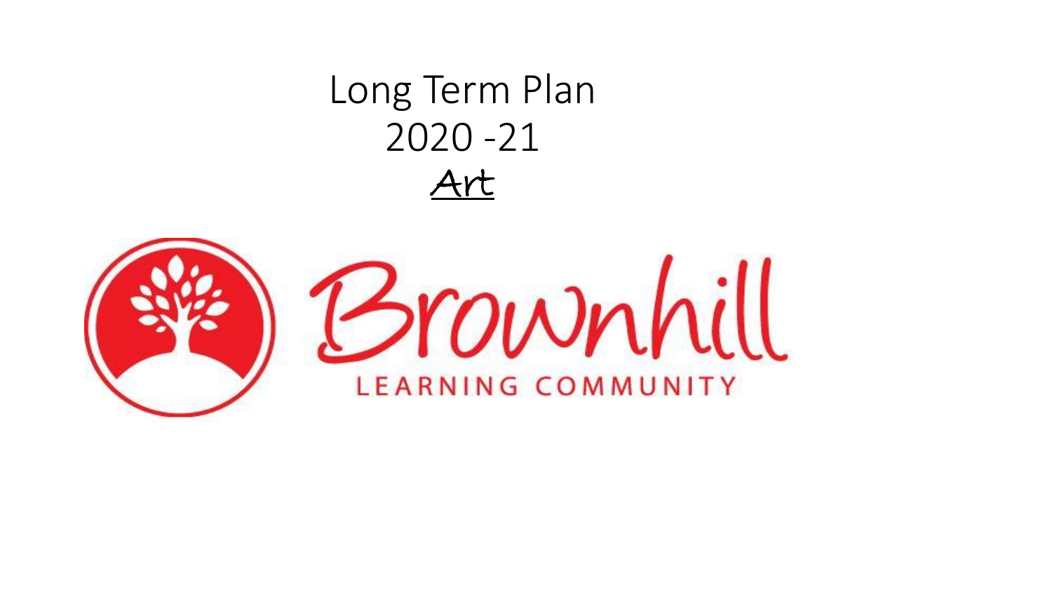# Long Term Plan
# 2020 -21
# Art

Brownhill

LEARNING COMMUNITY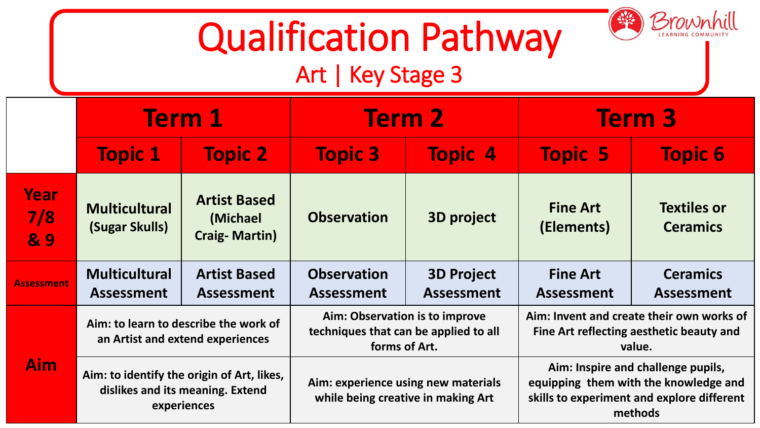# Qualification Pathway

## Art | Key Stage 3

Brownhill LEARNING COMMUNITY

| | Term 1 | | Term 2 | | Term 3 | |
|---|---|---|---|---|---|---|
| | **Topic 1** | **Topic 2** | **Topic 3** | **Topic 4** | **Topic 5** | **Topic 6** |
| **Year 7/8 & 9** | **Multicultural (Sugar Skulls)** | **Artist Based (Michael Craig- Martin)** | **Observation** | **3D project** | **Fine Art (Elements)** | **Textiles or Ceramics** |
| **Assessment** | **Multicultural Assessment** | **Artist Based Assessment** | **Observation Assessment** | **3D Project Assessment** | **Fine Art Assessment** | **Ceramics Assessment** |
| **Aim** | **Aim: to learn to describe the work of an Artist and extend experiences** | | **Aim: Observation is to improve techniques that can be applied to all forms of Art.** | | **Aim: Invent and create their own works of Fine Art reflecting aesthetic beauty and value.** | |
| | **Aim: to identify the origin of Art, likes, dislikes and its meaning. Extend experiences** | | **Aim: experience using new materials while being creative in making Art** | | **Aim: Inspire and challenge pupils, equipping them with the knowledge and skills to experiment and explore different methods** | |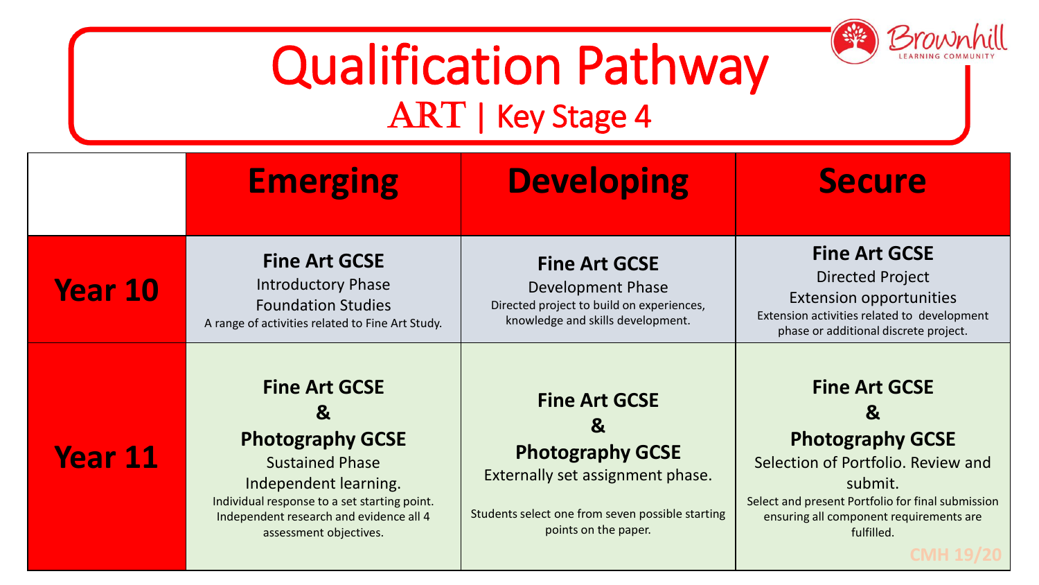# Qualification Pathway

## ART | Key Stage 4

Brownhill LEARNING COMMUNITY

| | Emerging | Developing | Secure |
|---|---|---|---|
| **Year 10** | **Fine Art GCSE**<br>Introductory Phase<br>Foundation Studies<br>A range of activities related to Fine Art Study. | **Fine Art GCSE**<br>Development Phase<br>Directed project to build on experiences, knowledge and skills development. | **Fine Art GCSE**<br>Directed Project<br>Extension opportunities<br>Extension activities related to development phase or additional discrete project. |
| **Year 11** | **Fine Art GCSE & Photography GCSE**<br>Sustained Phase<br>Independent learning.<br>Individual response to a set starting point. Independent research and evidence all 4 assessment objectives. | **Fine Art GCSE & Photography GCSE**<br>Externally set assignment phase.<br>Students select one from seven possible starting points on the paper. | **Fine Art GCSE & Photography GCSE**<br>Selection of Portfolio. Review and submit.<br>Select and present Portfolio for final submission ensuring all component requirements are fulfilled. |

CMH 19/20